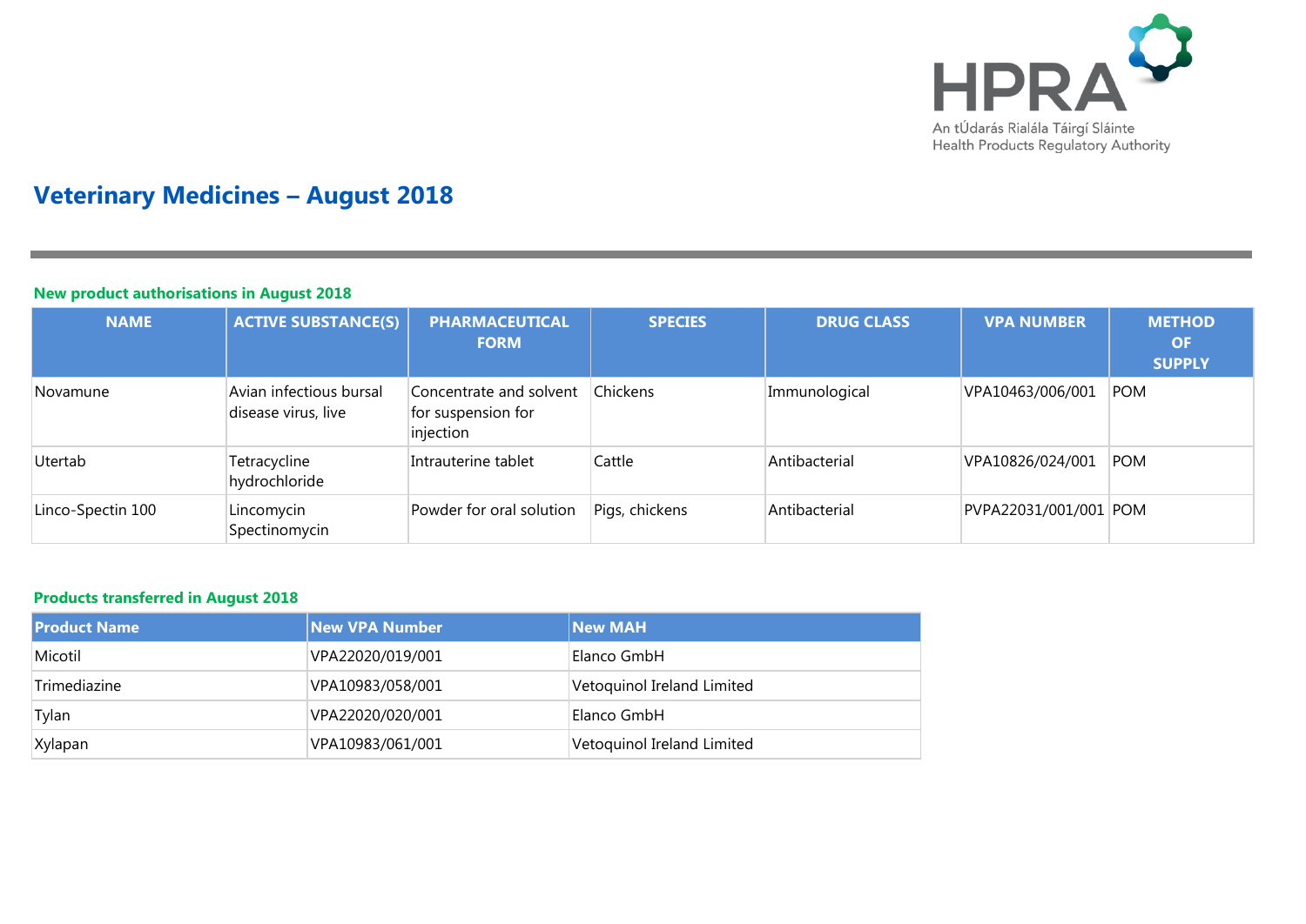# Veterinary Medicines – August 2018

## New product authorisations in August 2018

| NAME | ACTIVE SUBSTANCE(S) | PHARMACEUTICAL FORM | SPECIES | DRUG CLASS | VPA NUMBER | METHOD OF SUPPLY |
|---|---|---|---|---|---|---|
| Novamune | Avian infectious bursal disease virus, live | Concentrate and solvent for suspension for injection | Chickens | Immunological | VPA10463/006/001 | POM |
| Utertab | Tetracycline hydrochloride | Intrauterine tablet | Cattle | Antibacterial | VPA10826/024/001 | POM |
| Linco-Spectin 100 | Lincomycin Spectinomycin | Powder for oral solution | Pigs, chickens | Antibacterial | PVPA22031/001/001 | POM |

## Products transferred in August 2018

| Product Name | New VPA Number | New MAH |
|---|---|---|
| Micotil | VPA22020/019/001 | Elanco GmbH |
| Trimediazine | VPA10983/058/001 | Vetoquinol Ireland Limited |
| Tylan | VPA22020/020/001 | Elanco GmbH |
| Xylapan | VPA10983/061/001 | Vetoquinol Ireland Limited |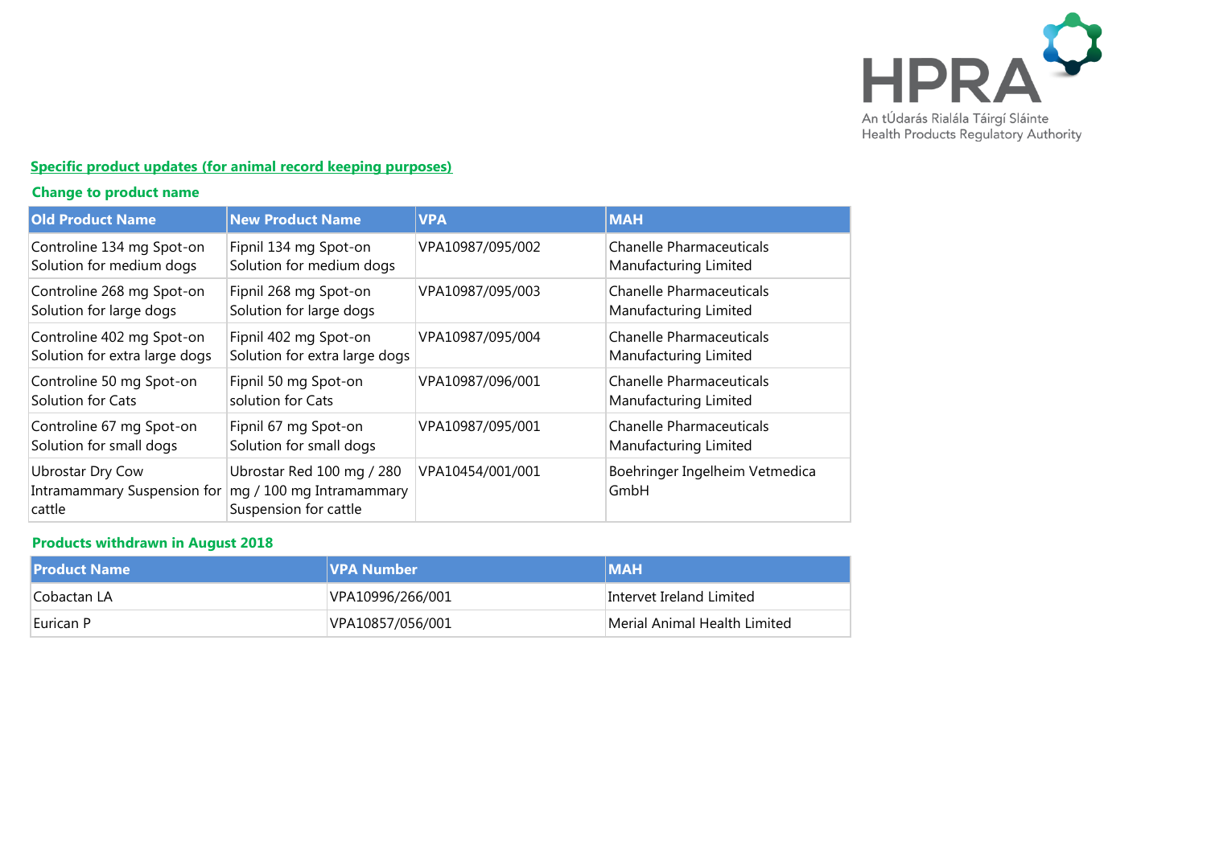## Specific product updates (for animal record keeping purposes)

### Change to product name

| Old Product Name | New Product Name | VPA | MAH |
|---|---|---|---|
| Controline 134 mg Spot-on Solution for medium dogs | Fipnil 134 mg Spot-on Solution for medium dogs | VPA10987/095/002 | Chanelle Pharmaceuticals Manufacturing Limited |
| Controline 268 mg Spot-on Solution for large dogs | Fipnil 268 mg Spot-on Solution for large dogs | VPA10987/095/003 | Chanelle Pharmaceuticals Manufacturing Limited |
| Controline 402 mg Spot-on Solution for extra large dogs | Fipnil 402 mg Spot-on Solution for extra large dogs | VPA10987/095/004 | Chanelle Pharmaceuticals Manufacturing Limited |
| Controline 50 mg Spot-on Solution for Cats | Fipnil 50 mg Spot-on solution for Cats | VPA10987/096/001 | Chanelle Pharmaceuticals Manufacturing Limited |
| Controline 67 mg Spot-on Solution for small dogs | Fipnil 67 mg Spot-on Solution for small dogs | VPA10987/095/001 | Chanelle Pharmaceuticals Manufacturing Limited |
| Ubrostar Dry Cow Intramammary Suspension for cattle | Ubrostar Red 100 mg / 280 mg / 100 mg Intramammary Suspension for cattle | VPA10454/001/001 | Boehringer Ingelheim Vetmedica GmbH |

### Products withdrawn in August 2018

| Product Name | VPA Number | MAH |
|---|---|---|
| Cobactan LA | VPA10996/266/001 | Intervet Ireland Limited |
| Eurican P | VPA10857/056/001 | Merial Animal Health Limited |